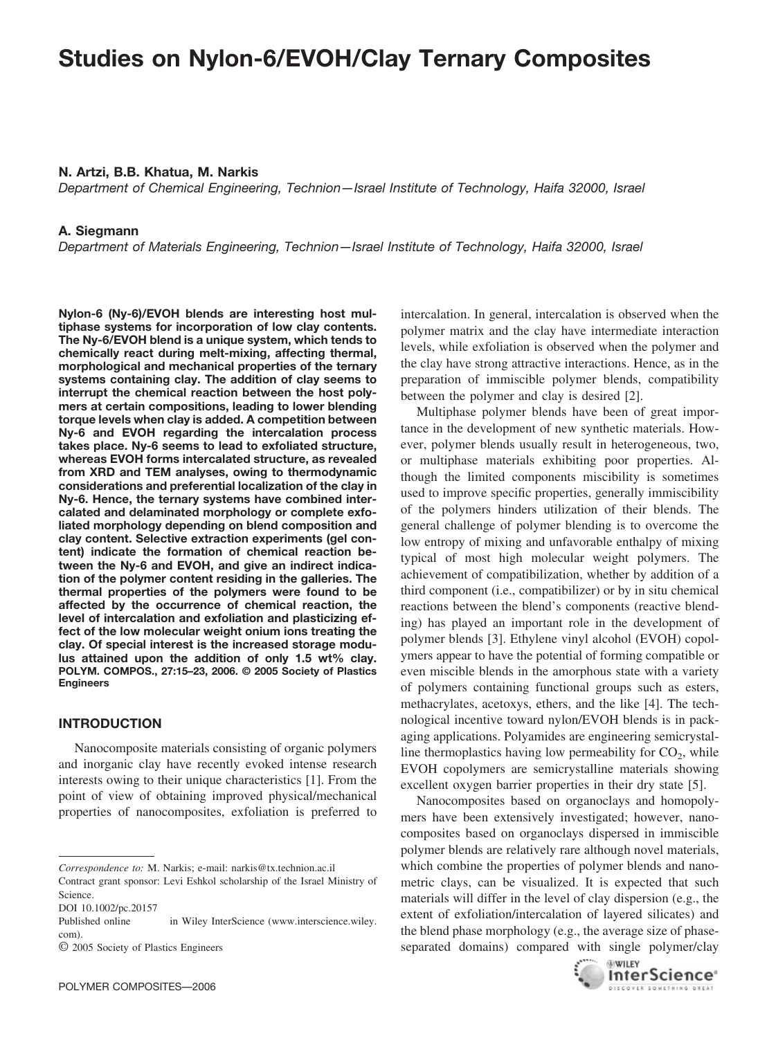# Studies on Nylon-6/EVOH/Clay Ternary Composites

**N. Artzi, B.B. Khatua, M. Narkis**
*Department of Chemical Engineering, Technion—Israel Institute of Technology, Haifa 32000, Israel*

**A. Siegmann**
*Department of Materials Engineering, Technion—Israel Institute of Technology, Haifa 32000, Israel*

**Nylon-6 (Ny-6)/EVOH blends are interesting host multiphase systems for incorporation of low clay contents. The Ny-6/EVOH blend is a unique system, which tends to chemically react during melt-mixing, affecting thermal, morphological and mechanical properties of the ternary systems containing clay. The addition of clay seems to interrupt the chemical reaction between the host polymers at certain compositions, leading to lower blending torque levels when clay is added. A competition between Ny-6 and EVOH regarding the intercalation process takes place. Ny-6 seems to lead to exfoliated structure, whereas EVOH forms intercalated structure, as revealed from XRD and TEM analyses, owing to thermodynamic considerations and preferential localization of the clay in Ny-6. Hence, the ternary systems have combined intercalated and delaminated morphology or complete exfoliated morphology depending on blend composition and clay content. Selective extraction experiments (gel content) indicate the formation of chemical reaction between the Ny-6 and EVOH, and give an indirect indication of the polymer content residing in the galleries. The thermal properties of the polymers were found to be affected by the occurrence of chemical reaction, the level of intercalation and exfoliation and plasticizing effect of the low molecular weight onium ions treating the clay. Of special interest is the increased storage modulus attained upon the addition of only 1.5 wt% clay. POLYM. COMPOS., 27:15–23, 2006. © 2005 Society of Plastics Engineers**

## INTRODUCTION

Nanocomposite materials consisting of organic polymers and inorganic clay have recently evoked intense research interests owing to their unique characteristics [1]. From the point of view of obtaining improved physical/mechanical properties of nanocomposites, exfoliation is preferred to intercalation. In general, intercalation is observed when the polymer matrix and the clay have intermediate interaction levels, while exfoliation is observed when the polymer and the clay have strong attractive interactions. Hence, as in the preparation of immiscible polymer blends, compatibility between the polymer and clay is desired [2].

Multiphase polymer blends have been of great importance in the development of new synthetic materials. However, polymer blends usually result in heterogeneous, two, or multiphase materials exhibiting poor properties. Although the limited components miscibility is sometimes used to improve specific properties, generally immiscibility of the polymers hinders utilization of their blends. The general challenge of polymer blending is to overcome the low entropy of mixing and unfavorable enthalpy of mixing typical of most high molecular weight polymers. The achievement of compatibilization, whether by addition of a third component (i.e., compatibilizer) or by in situ chemical reactions between the blend's components (reactive blending) has played an important role in the development of polymer blends [3]. Ethylene vinyl alcohol (EVOH) copolymers appear to have the potential of forming compatible or even miscible blends in the amorphous state with a variety of polymers containing functional groups such as esters, methacrylates, acetoxys, ethers, and the like [4]. The technological incentive toward nylon/EVOH blends is in packaging applications. Polyamides are engineering semicrystalline thermoplastics having low permeability for $CO_2$, while EVOH copolymers are semicrystalline materials showing excellent oxygen barrier properties in their dry state [5].

Nanocomposites based on organoclays and homopolymers have been extensively investigated; however, nanocomposites based on organoclays dispersed in immiscible polymer blends are relatively rare although novel materials, which combine the properties of polymer blends and nanometric clays, can be visualized. It is expected that such materials will differ in the level of clay dispersion (e.g., the extent of exfoliation/intercalation of layered silicates) and the blend phase morphology (e.g., the average size of phase-separated domains) compared with single polymer/clay

---

*Correspondence to:* M. Narkis; e-mail: narkis@tx.technion.ac.il
Contract grant sponsor: Levi Eshkol scholarship of the Israel Ministry of Science.
DOI 10.1002/pc.20157
Published online in Wiley InterScience (www.interscience.wiley.com).
© 2005 Society of Plastics Engineers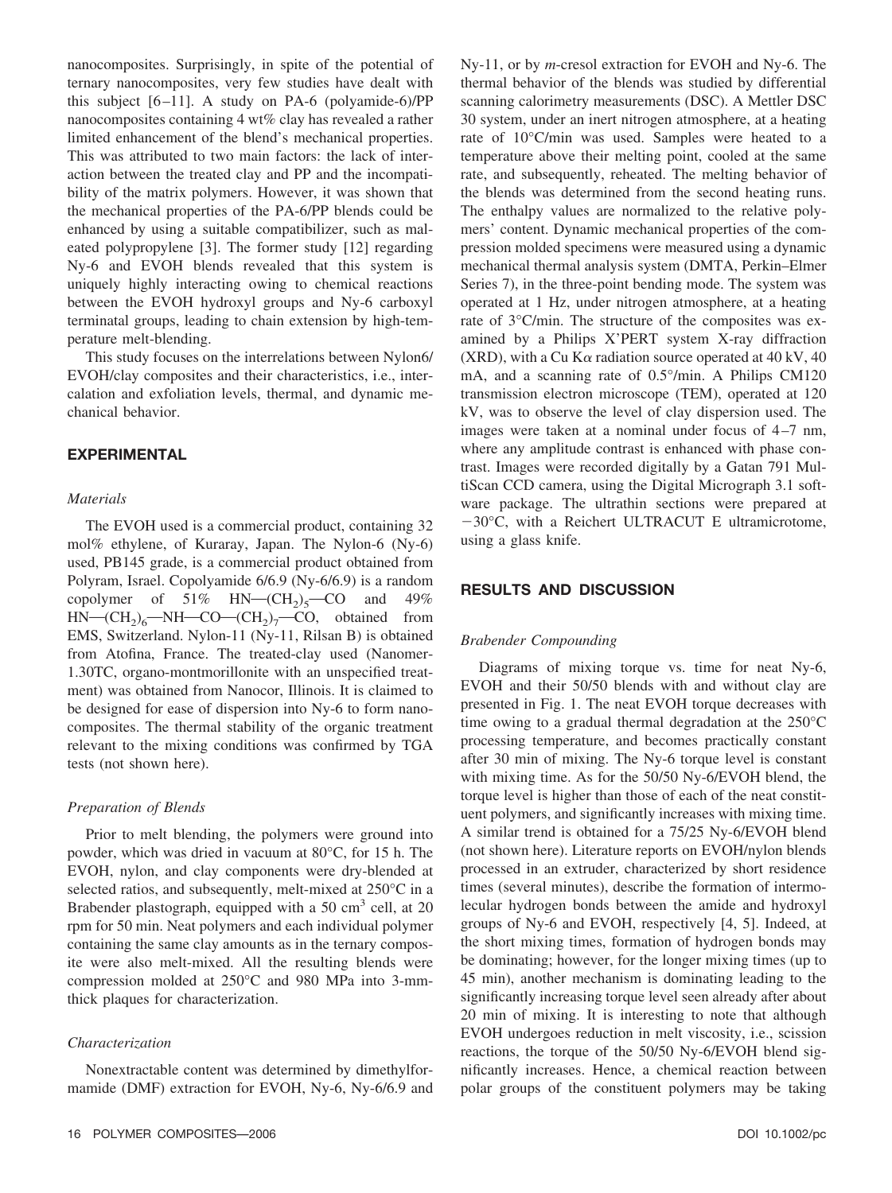nanocomposites. Surprisingly, in spite of the potential of ternary nanocomposites, very few studies have dealt with this subject [6–11]. A study on PA-6 (polyamide-6)/PP nanocomposites containing 4 wt% clay has revealed a rather limited enhancement of the blend's mechanical properties. This was attributed to two main factors: the lack of interaction between the treated clay and PP and the incompatibility of the matrix polymers. However, it was shown that the mechanical properties of the PA-6/PP blends could be enhanced by using a suitable compatibilizer, such as maleated polypropylene [3]. The former study [12] regarding Ny-6 and EVOH blends revealed that this system is uniquely highly interacting owing to chemical reactions between the EVOH hydroxyl groups and Ny-6 carboxyl terminatal groups, leading to chain extension by high-temperature melt-blending.

This study focuses on the interrelations between Nylon6/EVOH/clay composites and their characteristics, i.e., intercalation and exfoliation levels, thermal, and dynamic mechanical behavior.

## EXPERIMENTAL

### *Materials*

The EVOH used is a commercial product, containing 32 mol% ethylene, of Kuraray, Japan. The Nylon-6 (Ny-6) used, PB145 grade, is a commercial product obtained from Polyram, Israel. Copolyamide 6/6.9 (Ny-6/6.9) is a random copolymer of 51% HN—$(CH_2)_5$—CO and 49% HN—$(CH_2)_6$—NH—CO—$(CH_2)_7$—CO, obtained from EMS, Switzerland. Nylon-11 (Ny-11, Rilsan B) is obtained from Atofina, France. The treated-clay used (Nanomer-1.30TC, organo-montmorillonite with an unspecified treatment) was obtained from Nanocor, Illinois. It is claimed to be designed for ease of dispersion into Ny-6 to form nanocomposites. The thermal stability of the organic treatment relevant to the mixing conditions was confirmed by TGA tests (not shown here).

### *Preparation of Blends*

Prior to melt blending, the polymers were ground into powder, which was dried in vacuum at 80°C, for 15 h. The EVOH, nylon, and clay components were dry-blended at selected ratios, and subsequently, melt-mixed at 250°C in a Brabender plastograph, equipped with a 50 $cm^3$ cell, at 20 rpm for 50 min. Neat polymers and each individual polymer containing the same clay amounts as in the ternary composite were also melt-mixed. All the resulting blends were compression molded at 250°C and 980 MPa into 3-mm-thick plaques for characterization.

### *Characterization*

Nonextractable content was determined by dimethylformamide (DMF) extraction for EVOH, Ny-6, Ny-6/6.9 and Ny-11, or by *m*-cresol extraction for EVOH and Ny-6. The thermal behavior of the blends was studied by differential scanning calorimetry measurements (DSC). A Mettler DSC 30 system, under an inert nitrogen atmosphere, at a heating rate of 10°C/min was used. Samples were heated to a temperature above their melting point, cooled at the same rate, and subsequently, reheated. The melting behavior of the blends was determined from the second heating runs. The enthalpy values are normalized to the relative polymers' content. Dynamic mechanical properties of the compression molded specimens were measured using a dynamic mechanical thermal analysis system (DMTA, Perkin–Elmer Series 7), in the three-point bending mode. The system was operated at 1 Hz, under nitrogen atmosphere, at a heating rate of 3°C/min. The structure of the composites was examined by a Philips X'PERT system X-ray diffraction (XRD), with a Cu K$\alpha$ radiation source operated at 40 kV, 40 mA, and a scanning rate of 0.5°/min. A Philips CM120 transmission electron microscope (TEM), operated at 120 kV, was to observe the level of clay dispersion used. The images were taken at a nominal under focus of 4–7 nm, where any amplitude contrast is enhanced with phase contrast. Images were recorded digitally by a Gatan 791 MultiScan CCD camera, using the Digital Micrograph 3.1 software package. The ultrathin sections were prepared at −30°C, with a Reichert ULTRACUT E ultramicrotome, using a glass knife.

## RESULTS AND DISCUSSION

### *Brabender Compounding*

Diagrams of mixing torque vs. time for neat Ny-6, EVOH and their 50/50 blends with and without clay are presented in Fig. 1. The neat EVOH torque decreases with time owing to a gradual thermal degradation at the 250°C processing temperature, and becomes practically constant after 30 min of mixing. The Ny-6 torque level is constant with mixing time. As for the 50/50 Ny-6/EVOH blend, the torque level is higher than those of each of the neat constituent polymers, and significantly increases with mixing time. A similar trend is obtained for a 75/25 Ny-6/EVOH blend (not shown here). Literature reports on EVOH/nylon blends processed in an extruder, characterized by short residence times (several minutes), describe the formation of intermolecular hydrogen bonds between the amide and hydroxyl groups of Ny-6 and EVOH, respectively [4, 5]. Indeed, at the short mixing times, formation of hydrogen bonds may be dominating; however, for the longer mixing times (up to 45 min), another mechanism is dominating leading to the significantly increasing torque level seen already after about 20 min of mixing. It is interesting to note that although EVOH undergoes reduction in melt viscosity, i.e., scission reactions, the torque of the 50/50 Ny-6/EVOH blend significantly increases. Hence, a chemical reaction between polar groups of the constituent polymers may be taking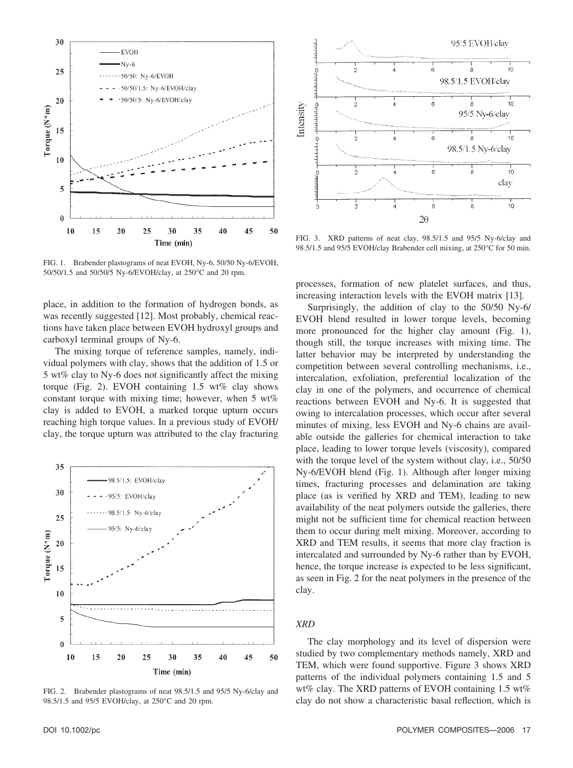FIG. 1. Brabender plastograms of neat EVOH, Ny-6, 50/50 Ny-6/EVOH, 50/50/1.5 and 50/50/5 Ny-6/EVOH/clay, at 250°C and 20 rpm.

place, in addition to the formation of hydrogen bonds, as was recently suggested [12]. Most probably, chemical reactions have taken place between EVOH hydroxyl groups and carboxyl terminal groups of Ny-6.

The mixing torque of reference samples, namely, individual polymers with clay, shows that the addition of 1.5 or 5 wt% clay to Ny-6 does not significantly affect the mixing torque (Fig. 2). EVOH containing 1.5 wt% clay shows constant torque with mixing time; however, when 5 wt% clay is added to EVOH, a marked torque upturn occurs reaching high torque values. In a previous study of EVOH/clay, the torque upturn was attributed to the clay fracturing processes, formation of new platelet surfaces, and thus, increasing interaction levels with the EVOH matrix [13].

FIG. 2. Brabender plastograms of neat 98.5/1.5 and 95/5 Ny-6/clay and 98.5/1.5 and 95/5 EVOH/clay, at 250°C and 20 rpm.

FIG. 3. XRD patterns of neat clay, 98.5/1.5 and 95/5 Ny-6/clay and 98.5/1.5 and 95/5 EVOH/clay Brabender cell mixing, at 250°C for 50 min.

Surprisingly, the addition of clay to the 50/50 Ny-6/EVOH blend resulted in lower torque levels, becoming more pronounced for the higher clay amount (Fig. 1), though still, the torque increases with mixing time. The latter behavior may be interpreted by understanding the competition between several controlling mechanisms, i.e., intercalation, exfoliation, preferential localization of the clay in one of the polymers, and occurrence of chemical reactions between EVOH and Ny-6. It is suggested that owing to intercalation processes, which occur after several minutes of mixing, less EVOH and Ny-6 chains are available outside the galleries for chemical interaction to take place, leading to lower torque levels (viscosity), compared with the torque level of the system without clay, i.e., 50/50 Ny-6/EVOH blend (Fig. 1). Although after longer mixing times, fracturing processes and delamination are taking place (as is verified by XRD and TEM), leading to new availability of the neat polymers outside the galleries, there might not be sufficient time for chemical reaction between them to occur during melt mixing. Moreover, according to XRD and TEM results, it seems that more clay fraction is intercalated and surrounded by Ny-6 rather than by EVOH, hence, the torque increase is expected to be less significant, as seen in Fig. 2 for the neat polymers in the presence of the clay.

### *XRD*

The clay morphology and its level of dispersion were studied by two complementary methods namely, XRD and TEM, which were found supportive. Figure 3 shows XRD patterns of the individual polymers containing 1.5 and 5 wt% clay. The XRD patterns of EVOH containing 1.5 wt% clay do not show a characteristic basal reflection, which is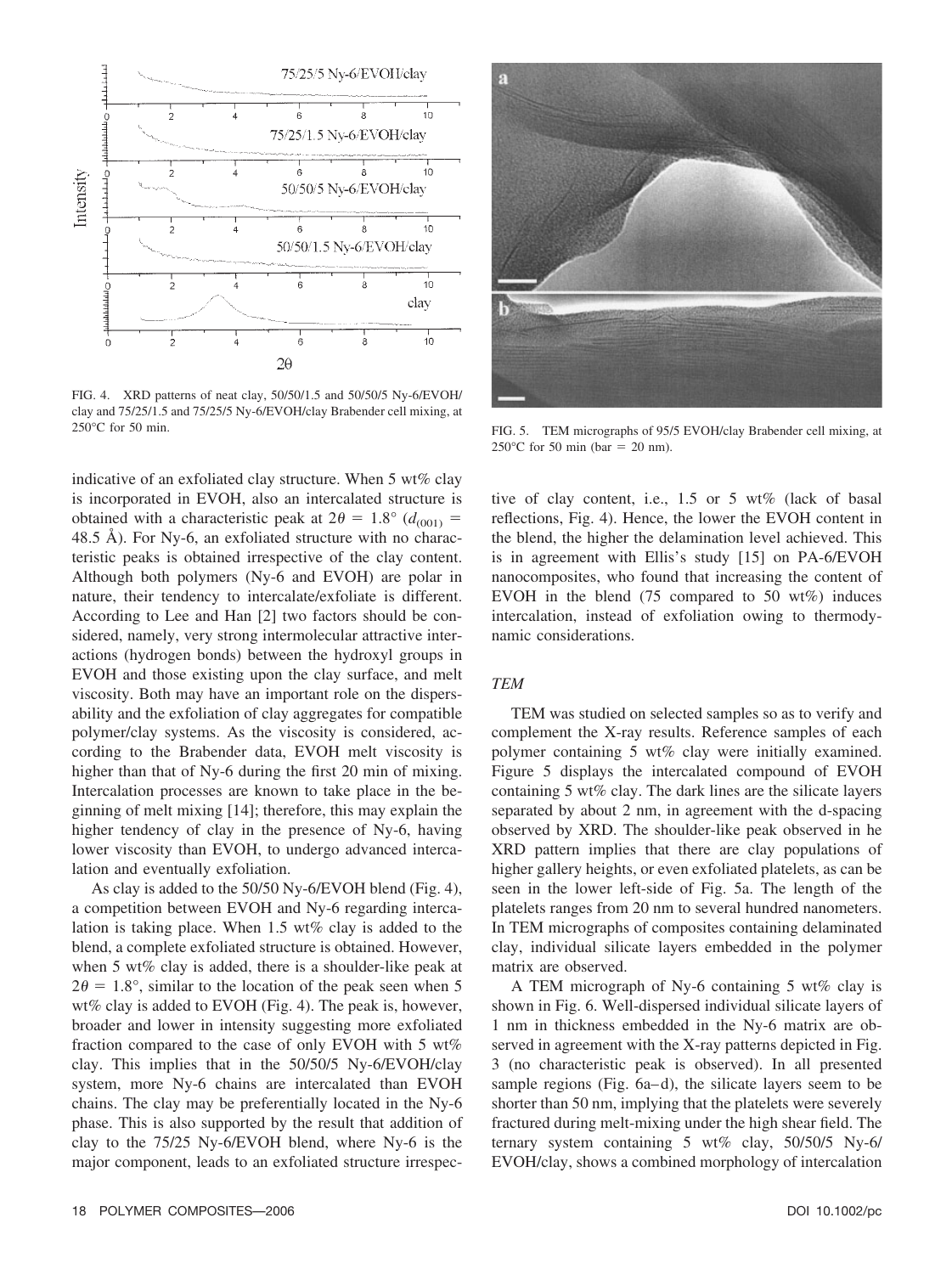FIG. 4. XRD patterns of neat clay, 50/50/1.5 and 50/50/5 Ny-6/EVOH/clay and 75/25/1.5 and 75/25/5 Ny-6/EVOH/clay Brabender cell mixing, at 250°C for 50 min.

FIG. 5. TEM micrographs of 95/5 EVOH/clay Brabender cell mixing, at 250°C for 50 min (bar = 20 nm).

indicative of an exfoliated clay structure. When 5 wt% clay is incorporated in EVOH, also an intercalated structure is obtained with a characteristic peak at $2\theta = 1.8°$ ($d_{(001)} = 48.5$ Å). For Ny-6, an exfoliated structure with no characteristic peaks is obtained irrespective of the clay content. Although both polymers (Ny-6 and EVOH) are polar in nature, their tendency to intercalate/exfoliate is different. According to Lee and Han [2] two factors should be considered, namely, very strong intermolecular attractive interactions (hydrogen bonds) between the hydroxyl groups in EVOH and those existing upon the clay surface, and melt viscosity. Both may have an important role on the dispersability and the exfoliation of clay aggregates for compatible polymer/clay systems. As the viscosity is considered, according to the Brabender data, EVOH melt viscosity is higher than that of Ny-6 during the first 20 min of mixing. Intercalation processes are known to take place in the beginning of melt mixing [14]; therefore, this may explain the higher tendency of clay in the presence of Ny-6, having lower viscosity than EVOH, to undergo advanced intercalation and eventually exfoliation.

As clay is added to the 50/50 Ny-6/EVOH blend (Fig. 4), a competition between EVOH and Ny-6 regarding intercalation is taking place. When 1.5 wt% clay is added to the blend, a complete exfoliated structure is obtained. However, when 5 wt% clay is added, there is a shoulder-like peak at $2\theta = 1.8°$, similar to the location of the peak seen when 5 wt% clay is added to EVOH (Fig. 4). The peak is, however, broader and lower in intensity suggesting more exfoliated fraction compared to the case of only EVOH with 5 wt% clay. This implies that in the 50/50/5 Ny-6/EVOH/clay system, more Ny-6 chains are intercalated than EVOH chains. The clay may be preferentially located in the Ny-6 phase. This is also supported by the result that addition of clay to the 75/25 Ny-6/EVOH blend, where Ny-6 is the major component, leads to an exfoliated structure irrespective of clay content, i.e., 1.5 or 5 wt% (lack of basal reflections, Fig. 4). Hence, the lower the EVOH content in the blend, the higher the delamination level achieved. This is in agreement with Ellis's study [15] on PA-6/EVOH nanocomposites, who found that increasing the content of EVOH in the blend (75 compared to 50 wt%) induces intercalation, instead of exfoliation owing to thermodynamic considerations.

### *TEM*

TEM was studied on selected samples so as to verify and complement the X-ray results. Reference samples of each polymer containing 5 wt% clay were initially examined. Figure 5 displays the intercalated compound of EVOH containing 5 wt% clay. The dark lines are the silicate layers separated by about 2 nm, in agreement with the d-spacing observed by XRD. The shoulder-like peak observed in he XRD pattern implies that there are clay populations of higher gallery heights, or even exfoliated platelets, as can be seen in the lower left-side of Fig. 5a. The length of the platelets ranges from 20 nm to several hundred nanometers. In TEM micrographs of composites containing delaminated clay, individual silicate layers embedded in the polymer matrix are observed.

A TEM micrograph of Ny-6 containing 5 wt% clay is shown in Fig. 6. Well-dispersed individual silicate layers of 1 nm in thickness embedded in the Ny-6 matrix are observed in agreement with the X-ray patterns depicted in Fig. 3 (no characteristic peak is observed). In all presented sample regions (Fig. 6a–d), the silicate layers seem to be shorter than 50 nm, implying that the platelets were severely fractured during melt-mixing under the high shear field. The ternary system containing 5 wt% clay, 50/50/5 Ny-6/EVOH/clay, shows a combined morphology of intercalation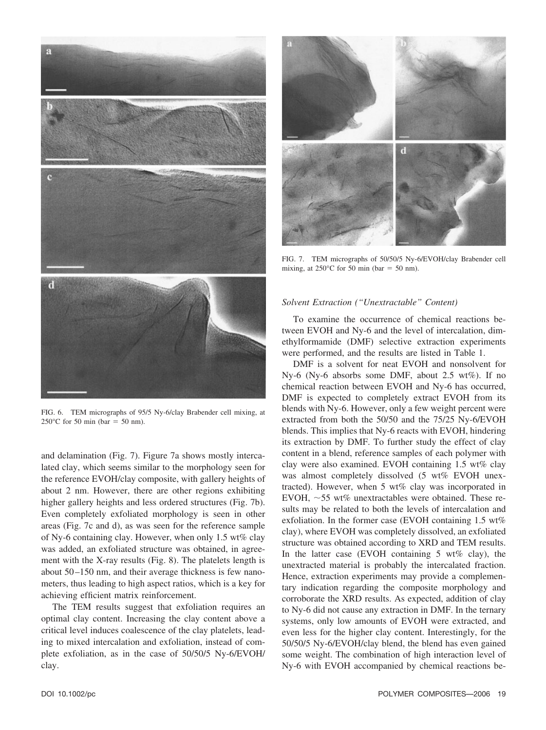FIG. 6. TEM micrographs of 95/5 Ny-6/clay Brabender cell mixing, at 250°C for 50 min (bar = 50 nm).

and delamination (Fig. 7). Figure 7a shows mostly intercalated clay, which seems similar to the morphology seen for the reference EVOH/clay composite, with gallery heights of about 2 nm. However, there are other regions exhibiting higher gallery heights and less ordered structures (Fig. 7b). Even completely exfoliated morphology is seen in other areas (Fig. 7c and d), as was seen for the reference sample of Ny-6 containing clay. However, when only 1.5 wt% clay was added, an exfoliated structure was obtained, in agreement with the X-ray results (Fig. 8). The platelets length is about 50–150 nm, and their average thickness is few nanometers, thus leading to high aspect ratios, which is a key for achieving efficient matrix reinforcement.

The TEM results suggest that exfoliation requires an optimal clay content. Increasing the clay content above a critical level induces coalescence of the clay platelets, leading to mixed intercalation and exfoliation, instead of complete exfoliation, as in the case of 50/50/5 Ny-6/EVOH/clay.

FIG. 7. TEM micrographs of 50/50/5 Ny-6/EVOH/clay Brabender cell mixing, at 250°C for 50 min (bar = 50 nm).

### *Solvent Extraction ("Unextractable" Content)*

To examine the occurrence of chemical reactions between EVOH and Ny-6 and the level of intercalation, dimethylformamide (DMF) selective extraction experiments were performed, and the results are listed in Table 1.

DMF is a solvent for neat EVOH and nonsolvent for Ny-6 (Ny-6 absorbs some DMF, about 2.5 wt%). If no chemical reaction between EVOH and Ny-6 has occurred, DMF is expected to completely extract EVOH from its blends with Ny-6. However, only a few weight percent were extracted from both the 50/50 and the 75/25 Ny-6/EVOH blends. This implies that Ny-6 reacts with EVOH, hindering its extraction by DMF. To further study the effect of clay content in a blend, reference samples of each polymer with clay were also examined. EVOH containing 1.5 wt% clay was almost completely dissolved (5 wt% EVOH unextracted). However, when 5 wt% clay was incorporated in EVOH, ~55 wt% unextractables were obtained. These results may be related to both the levels of intercalation and exfoliation. In the former case (EVOH containing 1.5 wt% clay), where EVOH was completely dissolved, an exfoliated structure was obtained according to XRD and TEM results. In the latter case (EVOH containing 5 wt% clay), the unextracted material is probably the intercalated fraction. Hence, extraction experiments may provide a complementary indication regarding the composite morphology and corroborate the XRD results. As expected, addition of clay to Ny-6 did not cause any extraction in DMF. In the ternary systems, only low amounts of EVOH were extracted, and even less for the higher clay content. Interestingly, for the 50/50/5 Ny-6/EVOH/clay blend, the blend has even gained some weight. The combination of high interaction level of Ny-6 with EVOH accompanied by chemical reactions be-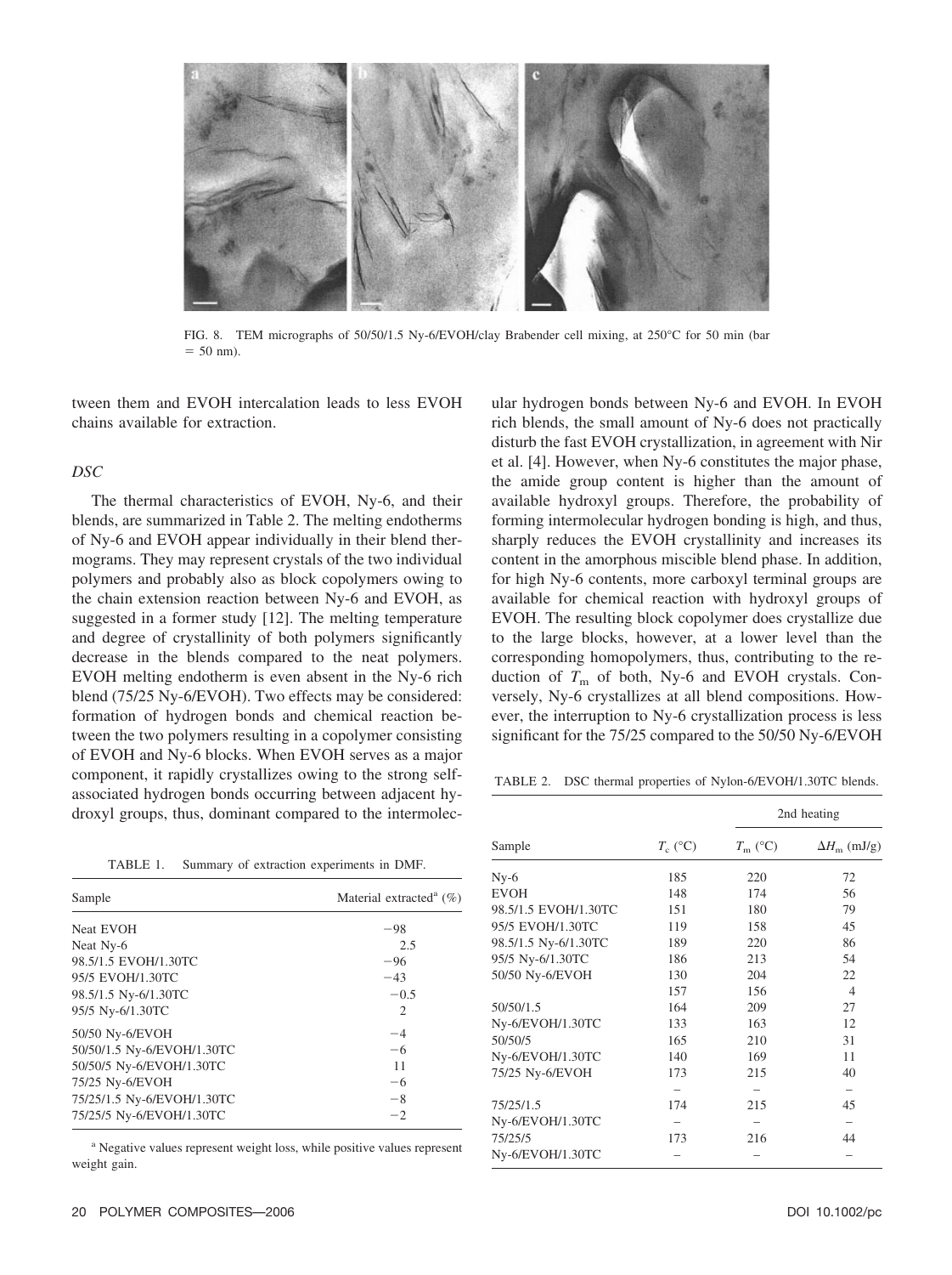FIG. 8. TEM micrographs of 50/50/1.5 Ny-6/EVOH/clay Brabender cell mixing, at 250°C for 50 min (bar = 50 nm).

tween them and EVOH intercalation leads to less EVOH chains available for extraction.

### DSC

The thermal characteristics of EVOH, Ny-6, and their blends, are summarized in Table 2. The melting endotherms of Ny-6 and EVOH appear individually in their blend thermograms. They may represent crystals of the two individual polymers and probably also as block copolymers owing to the chain extension reaction between Ny-6 and EVOH, as suggested in a former study [12]. The melting temperature and degree of crystallinity of both polymers significantly decrease in the blends compared to the neat polymers. EVOH melting endotherm is even absent in the Ny-6 rich blend (75/25 Ny-6/EVOH). Two effects may be considered: formation of hydrogen bonds and chemical reaction between the two polymers resulting in a copolymer consisting of EVOH and Ny-6 blocks. When EVOH serves as a major component, it rapidly crystallizes owing to the strong self-associated hydrogen bonds occurring between adjacent hydroxyl groups, thus, dominant compared to the intermolecular hydrogen bonds between Ny-6 and EVOH. In EVOH rich blends, the small amount of Ny-6 does not practically disturb the fast EVOH crystallization, in agreement with Nir et al. [4]. However, when Ny-6 constitutes the major phase, the amide group content is higher than the amount of available hydroxyl groups. Therefore, the probability of forming intermolecular hydrogen bonding is high, and thus, sharply reduces the EVOH crystallinity and increases its content in the amorphous miscible blend phase. In addition, for high Ny-6 contents, more carboxyl terminal groups are available for chemical reaction with hydroxyl groups of EVOH. The resulting block copolymer does crystallize due to the large blocks, however, at a lower level than the corresponding homopolymers, thus, contributing to the reduction of $T_m$ of both, Ny-6 and EVOH crystals. Conversely, Ny-6 crystallizes at all blend compositions. However, the interruption to Ny-6 crystallization process is less significant for the 75/25 compared to the 50/50 Ny-6/EVOH

TABLE 1. Summary of extraction experiments in DMF.

| Sample | Material extracted[a] (%) |
|---|---|
| Neat EVOH | −98 |
| Neat Ny-6 | 2.5 |
| 98.5/1.5 EVOH/1.30TC | −96 |
| 95/5 EVOH/1.30TC | −43 |
| 98.5/1.5 Ny-6/1.30TC | −0.5 |
| 95/5 Ny-6/1.30TC | 2 |
| 50/50 Ny-6/EVOH | −4 |
| 50/50/1.5 Ny-6/EVOH/1.30TC | −6 |
| 50/50/5 Ny-6/EVOH/1.30TC | 11 |
| 75/25 Ny-6/EVOH | −6 |
| 75/25/1.5 Ny-6/EVOH/1.30TC | −8 |
| 75/25/5 Ny-6/EVOH/1.30TC | −2 |

[a] Negative values represent weight loss, while positive values represent weight gain.

TABLE 2. DSC thermal properties of Nylon-6/EVOH/1.30TC blends.

| Sample | $T_c$ (°C) | 2nd heating | |
|---|---|---|---|
| | | $T_m$ (°C) | $\Delta H_m$ (mJ/g) |
| Ny-6 | 185 | 220 | 72 |
| EVOH | 148 | 174 | 56 |
| 98.5/1.5 EVOH/1.30TC | 151 | 180 | 79 |
| 95/5 EVOH/1.30TC | 119 | 158 | 45 |
| 98.5/1.5 Ny-6/1.30TC | 189 | 220 | 86 |
| 95/5 Ny-6/1.30TC | 186 | 213 | 54 |
| 50/50 Ny-6/EVOH | 130 | 204 | 22 |
| | 157 | 156 | 4 |
| 50/50/1.5 Ny-6/EVOH/1.30TC | 164 | 209 | 27 |
| | 133 | 163 | 12 |
| 50/50/5 Ny-6/EVOH/1.30TC | 165 | 210 | 31 |
| | 140 | 169 | 11 |
| 75/25 Ny-6/EVOH | 173 | 215 | 40 |
| | – | – | – |
| 75/25/1.5 Ny-6/EVOH/1.30TC | 174 | 215 | 45 |
| | – | – | – |
| 75/25/5 Ny-6/EVOH/1.30TC | 173 | 216 | 44 |
| | – | – | – |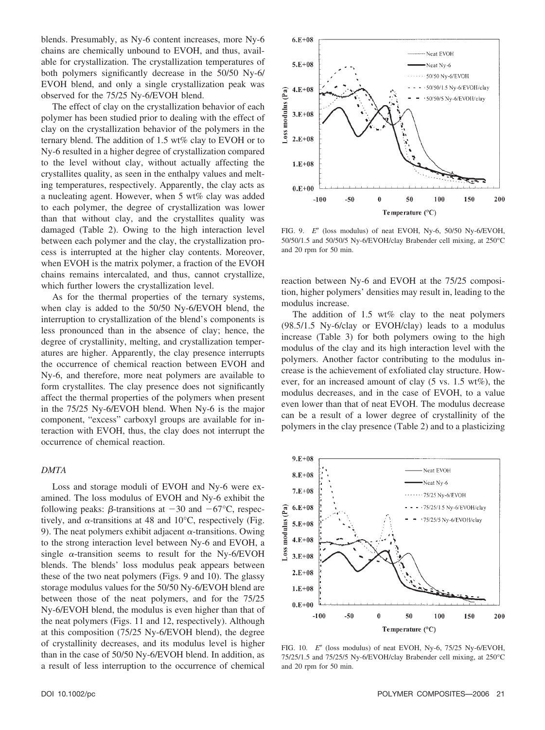blends. Presumably, as Ny-6 content increases, more Ny-6 chains are chemically unbound to EVOH, and thus, available for crystallization. The crystallization temperatures of both polymers significantly decrease in the 50/50 Ny-6/EVOH blend, and only a single crystallization peak was observed for the 75/25 Ny-6/EVOH blend.

The effect of clay on the crystallization behavior of each polymer has been studied prior to dealing with the effect of clay on the crystallization behavior of the polymers in the ternary blend. The addition of 1.5 wt% clay to EVOH or to Ny-6 resulted in a higher degree of crystallization compared to the level without clay, without actually affecting the crystallites quality, as seen in the enthalpy values and melting temperatures, respectively. Apparently, the clay acts as a nucleating agent. However, when 5 wt% clay was added to each polymer, the degree of crystallization was lower than that without clay, and the crystallites quality was damaged (Table 2). Owing to the high interaction level between each polymer and the clay, the crystallization process is interrupted at the higher clay contents. Moreover, when EVOH is the matrix polymer, a fraction of the EVOH chains remains intercalated, and thus, cannot crystallize, which further lowers the crystallization level.

As for the thermal properties of the ternary systems, when clay is added to the 50/50 Ny-6/EVOH blend, the interruption to crystallization of the blend's components is less pronounced than in the absence of clay; hence, the degree of crystallinity, melting, and crystallization temperatures are higher. Apparently, the clay presence interrupts the occurrence of chemical reaction between EVOH and Ny-6, and therefore, more neat polymers are available to form crystallites. The clay presence does not significantly affect the thermal properties of the polymers when present in the 75/25 Ny-6/EVOH blend. When Ny-6 is the major component, "excess" carboxyl groups are available for interaction with EVOH, thus, the clay does not interrupt the occurrence of chemical reaction.

### DMTA

Loss and storage moduli of EVOH and Ny-6 were examined. The loss modulus of EVOH and Ny-6 exhibit the following peaks: $\beta$-transitions at $-30$ and $-67$°C, respectively, and $\alpha$-transitions at 48 and 10°C, respectively (Fig. 9). The neat polymers exhibit adjacent $\alpha$-transitions. Owing to the strong interaction level between Ny-6 and EVOH, a single $\alpha$-transition seems to result for the Ny-6/EVOH blends. The blends' loss modulus peak appears between these of the two neat polymers (Figs. 9 and 10). The glassy storage modulus values for the 50/50 Ny-6/EVOH blend are between those of the neat polymers, and for the 75/25 Ny-6/EVOH blend, the modulus is even higher than that of the neat polymers (Figs. 11 and 12, respectively). Although at this composition (75/25 Ny-6/EVOH blend), the degree of crystallinity decreases, and its modulus level is higher than in the case of 50/50 Ny-6/EVOH blend. In addition, as a result of less interruption to the occurrence of chemical reaction between Ny-6 and EVOH at the 75/25 composition, higher polymers' densities may result in, leading to the modulus increase.

FIG. 9. $E''$ (loss modulus) of neat EVOH, Ny-6, 50/50 Ny-6/EVOH, 50/50/1.5 and 50/50/5 Ny-6/EVOH/clay Brabender cell mixing, at 250°C and 20 rpm for 50 min.

The addition of 1.5 wt% clay to the neat polymers (98.5/1.5 Ny-6/clay or EVOH/clay) leads to a modulus increase (Table 3) for both polymers owing to the high modulus of the clay and its high interaction level with the polymers. Another factor contributing to the modulus increase is the achievement of exfoliated clay structure. However, for an increased amount of clay (5 vs. 1.5 wt%), the modulus decreases, and in the case of EVOH, to a value even lower than that of neat EVOH. The modulus decrease can be a result of a lower degree of crystallinity of the polymers in the clay presence (Table 2) and to a plasticizing

FIG. 10. $E''$ (loss modulus) of neat EVOH, Ny-6, 75/25 Ny-6/EVOH, 75/25/1.5 and 75/25/5 Ny-6/EVOH/clay Brabender cell mixing, at 250°C and 20 rpm for 50 min.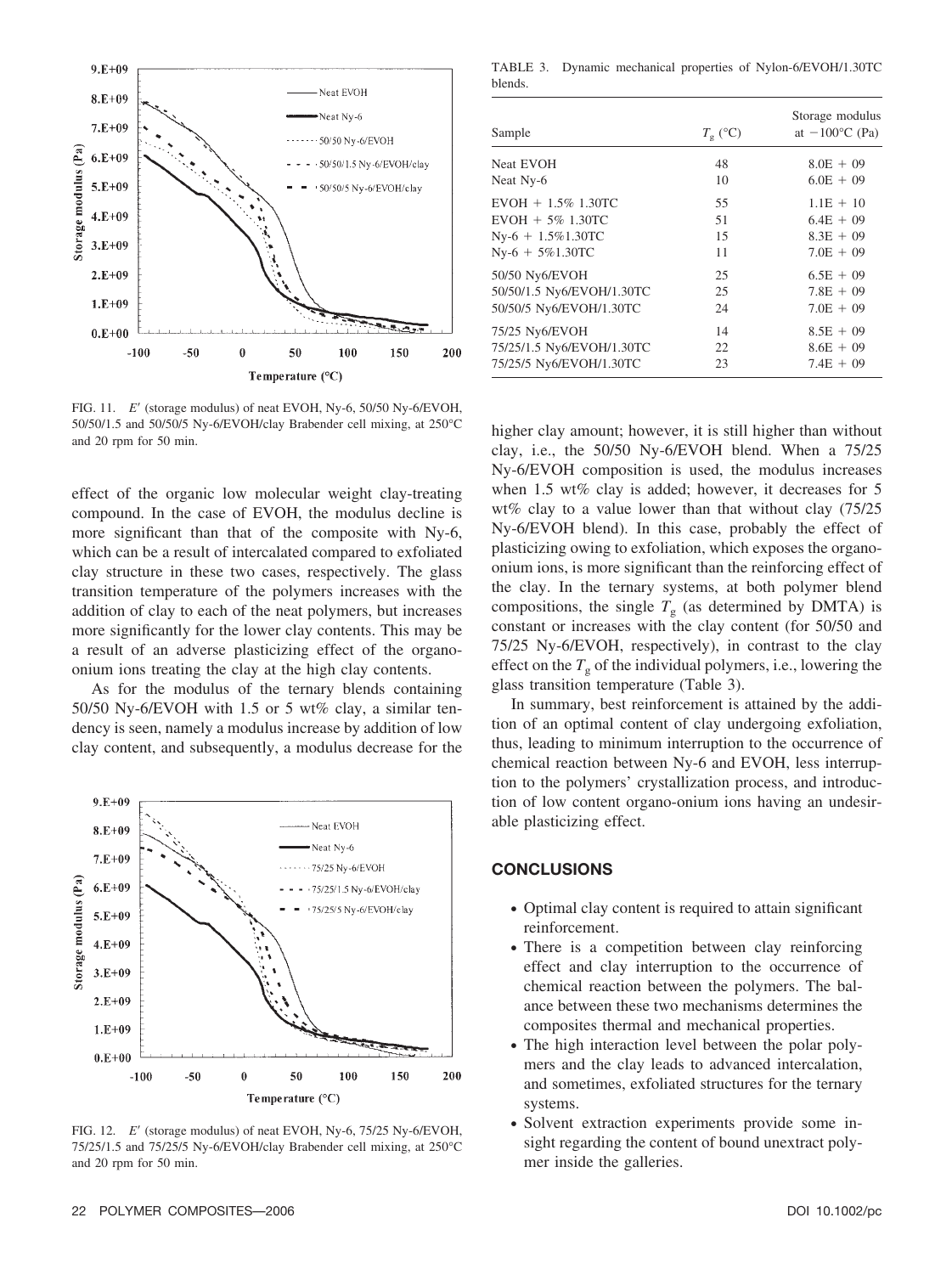FIG. 11. $E'$ (storage modulus) of neat EVOH, Ny-6, 50/50 Ny-6/EVOH, 50/50/1.5 and 50/50/5 Ny-6/EVOH/clay Brabender cell mixing, at 250°C and 20 rpm for 50 min.

effect of the organic low molecular weight clay-treating compound. In the case of EVOH, the modulus decline is more significant than that of the composite with Ny-6, which can be a result of intercalated compared to exfoliated clay structure in these two cases, respectively. The glass transition temperature of the polymers increases with the addition of clay to each of the neat polymers, but increases more significantly for the lower clay contents. This may be a result of an adverse plasticizing effect of the organo-onium ions treating the clay at the high clay contents.

As for the modulus of the ternary blends containing 50/50 Ny-6/EVOH with 1.5 or 5 wt% clay, a similar tendency is seen, namely a modulus increase by addition of low clay content, and subsequently, a modulus decrease for the higher clay amount; however, it is still higher than without clay, i.e., the 50/50 Ny-6/EVOH blend. When a 75/25 Ny-6/EVOH composition is used, the modulus increases when 1.5 wt% clay is added; however, it decreases for 5 wt% clay to a value lower than that without clay (75/25 Ny-6/EVOH blend). In this case, probably the effect of plasticizing owing to exfoliation, which exposes the organo-onium ions, is more significant than the reinforcing effect of the clay. In the ternary systems, at both polymer blend compositions, the single $T_g$ (as determined by DMTA) is constant or increases with the clay content (for 50/50 and 75/25 Ny-6/EVOH, respectively), in contrast to the clay effect on the $T_g$ of the individual polymers, i.e., lowering the glass transition temperature (Table 3).

In summary, best reinforcement is attained by the addition of an optimal content of clay undergoing exfoliation, thus, leading to minimum interruption to the occurrence of chemical reaction between Ny-6 and EVOH, less interruption to the polymers' crystallization process, and introduction of low content organo-onium ions having an undesirable plasticizing effect.

FIG. 12. $E'$ (storage modulus) of neat EVOH, Ny-6, 75/25 Ny-6/EVOH, 75/25/1.5 and 75/25/5 Ny-6/EVOH/clay Brabender cell mixing, at 250°C and 20 rpm for 50 min.

TABLE 3. Dynamic mechanical properties of Nylon-6/EVOH/1.30TC blends.

| Sample | $T_g$ (°C) | Storage modulus at −100°C (Pa) |
|---|---|---|
| Neat EVOH | 48 | 8.0E + 09 |
| Neat Ny-6 | 10 | 6.0E + 09 |
| EVOH + 1.5% 1.30TC | 55 | 1.1E + 10 |
| EVOH + 5% 1.30TC | 51 | 6.4E + 09 |
| Ny-6 + 1.5%1.30TC | 15 | 8.3E + 09 |
| Ny-6 + 5%1.30TC | 11 | 7.0E + 09 |
| 50/50 Ny6/EVOH | 25 | 6.5E + 09 |
| 50/50/1.5 Ny6/EVOH/1.30TC | 25 | 7.8E + 09 |
| 50/50/5 Ny6/EVOH/1.30TC | 24 | 7.0E + 09 |
| 75/25 Ny6/EVOH | 14 | 8.5E + 09 |
| 75/25/1.5 Ny6/EVOH/1.30TC | 22 | 8.6E + 09 |
| 75/25/5 Ny6/EVOH/1.30TC | 23 | 7.4E + 09 |

## CONCLUSIONS

- Optimal clay content is required to attain significant reinforcement.
- There is a competition between clay reinforcing effect and clay interruption to the occurrence of chemical reaction between the polymers. The balance between these two mechanisms determines the composites thermal and mechanical properties.
- The high interaction level between the polar polymers and the clay leads to advanced intercalation, and sometimes, exfoliated structures for the ternary systems.
- Solvent extraction experiments provide some insight regarding the content of bound unextract polymer inside the galleries.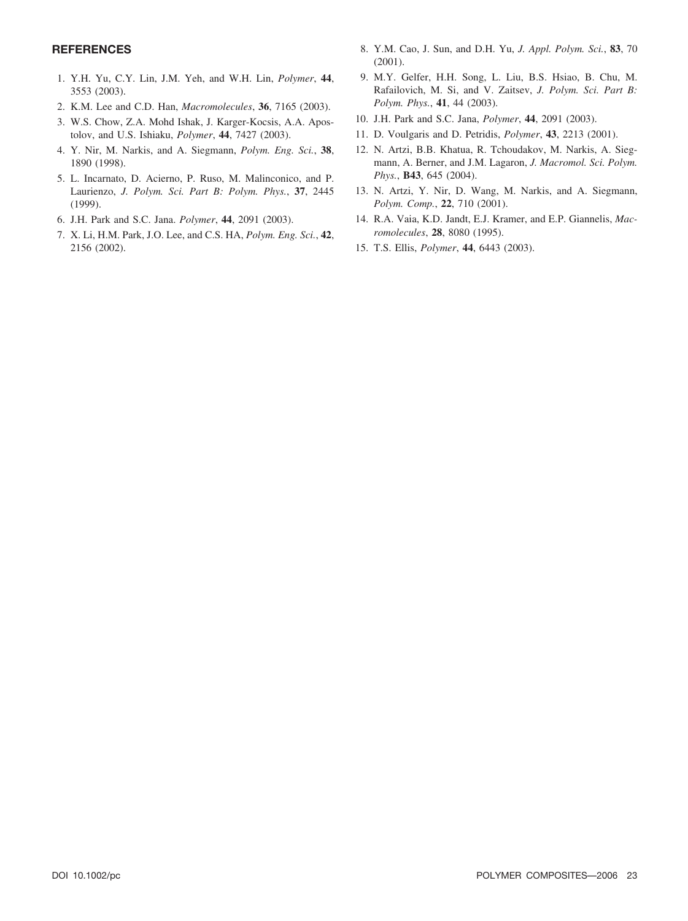## REFERENCES

1. Y.H. Yu, C.Y. Lin, J.M. Yeh, and W.H. Lin, *Polymer*, **44**, 3553 (2003).
2. K.M. Lee and C.D. Han, *Macromolecules*, **36**, 7165 (2003).
3. W.S. Chow, Z.A. Mohd Ishak, J. Karger-Kocsis, A.A. Apostolov, and U.S. Ishiaku, *Polymer*, **44**, 7427 (2003).
4. Y. Nir, M. Narkis, and A. Siegmann, *Polym. Eng. Sci.*, **38**, 1890 (1998).
5. L. Incarnato, D. Acierno, P. Ruso, M. Malinconico, and P. Laurienzo, *J. Polym. Sci. Part B: Polym. Phys.*, **37**, 2445 (1999).
6. J.H. Park and S.C. Jana. *Polymer*, **44**, 2091 (2003).
7. X. Li, H.M. Park, J.O. Lee, and C.S. HA, *Polym. Eng. Sci.*, **42**, 2156 (2002).
8. Y.M. Cao, J. Sun, and D.H. Yu, *J. Appl. Polym. Sci.*, **83**, 70 (2001).
9. M.Y. Gelfer, H.H. Song, L. Liu, B.S. Hsiao, B. Chu, M. Rafailovich, M. Si, and V. Zaitsev, *J. Polym. Sci. Part B: Polym. Phys.*, **41**, 44 (2003).
10. J.H. Park and S.C. Jana, *Polymer*, **44**, 2091 (2003).
11. D. Voulgaris and D. Petridis, *Polymer*, **43**, 2213 (2001).
12. N. Artzi, B.B. Khatua, R. Tchoudakov, M. Narkis, A. Siegmann, A. Berner, and J.M. Lagaron, *J. Macromol. Sci. Polym. Phys.*, **B43**, 645 (2004).
13. N. Artzi, Y. Nir, D. Wang, M. Narkis, and A. Siegmann, *Polym. Comp.*, **22**, 710 (2001).
14. R.A. Vaia, K.D. Jandt, E.J. Kramer, and E.P. Giannelis, *Macromolecules*, **28**, 8080 (1995).
15. T.S. Ellis, *Polymer*, **44**, 6443 (2003).